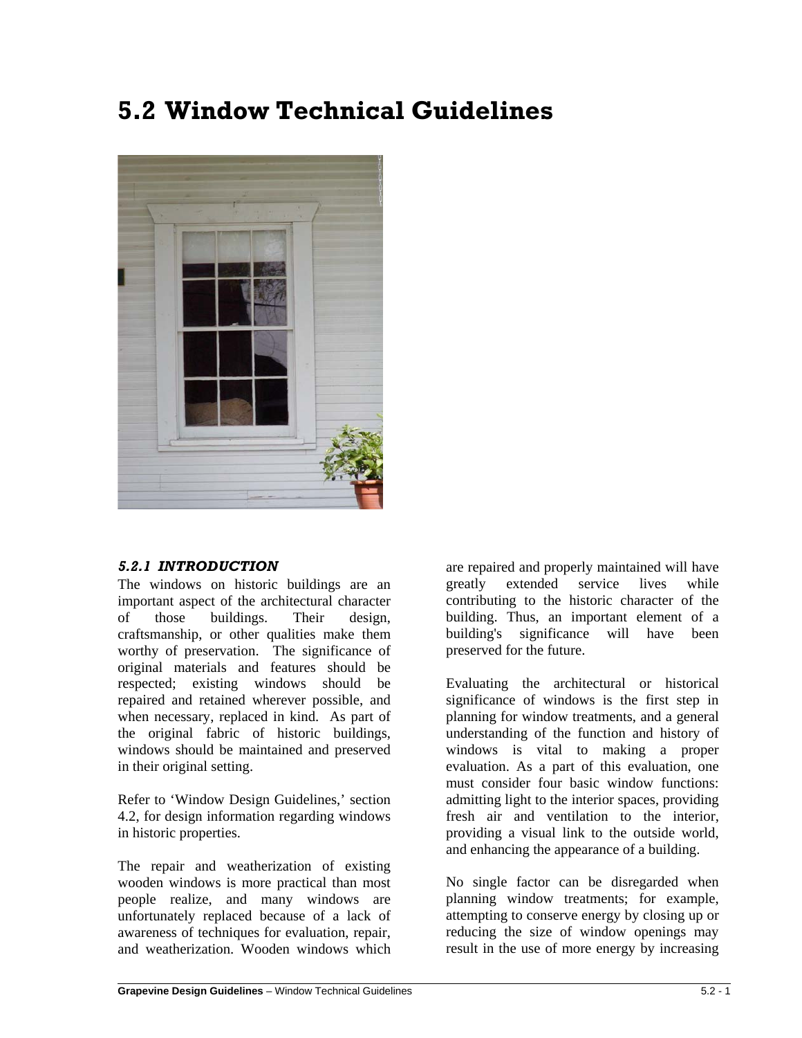# 5.2 Window Technical Guidelines

### *5.2.1 INTRODUCTION*

The windows on historic buildings are an important aspect of the architectural character of those buildings. Their design, craftsmanship, or other qualities make them worthy of preservation. The significance of original materials and features should be respected; existing windows should be repaired and retained wherever possible, and when necessary, replaced in kind. As part of the original fabric of historic buildings, windows should be maintained and preserved in their original setting.

Refer to 'Window Design Guidelines,' section 4.2, for design information regarding windows in historic properties.

The repair and weatherization of existing wooden windows is more practical than most people realize, and many windows are unfortunately replaced because of a lack of awareness of techniques for evaluation, repair, and weatherization. Wooden windows which are repaired and properly maintained will have greatly extended service lives while contributing to the historic character of the building. Thus, an important element of a building's significance will have been preserved for the future.

Evaluating the architectural or historical significance of windows is the first step in planning for window treatments, and a general understanding of the function and history of windows is vital to making a proper evaluation. As a part of this evaluation, one must consider four basic window functions: admitting light to the interior spaces, providing fresh air and ventilation to the interior, providing a visual link to the outside world, and enhancing the appearance of a building.

No single factor can be disregarded when planning window treatments; for example, attempting to conserve energy by closing up or reducing the size of window openings may result in the use of more energy by increasing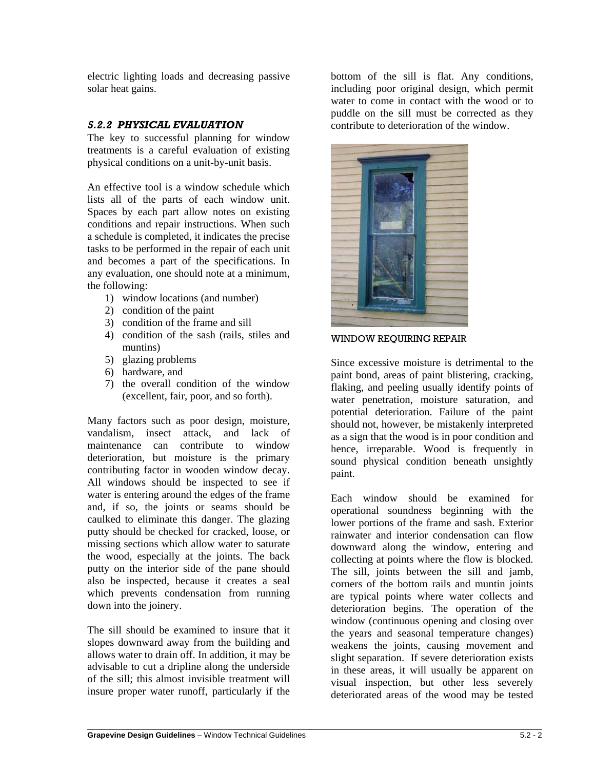electric lighting loads and decreasing passive solar heat gains.

### *5.2.2 PHYSICAL EVALUATION*

The key to successful planning for window treatments is a careful evaluation of existing physical conditions on a unit-by-unit basis.

An effective tool is a window schedule which lists all of the parts of each window unit. Spaces by each part allow notes on existing conditions and repair instructions. When such a schedule is completed, it indicates the precise tasks to be performed in the repair of each unit and becomes a part of the specifications. In any evaluation, one should note at a minimum, the following:

1) window locations (and number)
2) condition of the paint
3) condition of the frame and sill
4) condition of the sash (rails, stiles and muntins)
5) glazing problems
6) hardware, and
7) the overall condition of the window (excellent, fair, poor, and so forth).

Many factors such as poor design, moisture, vandalism, insect attack, and lack of maintenance can contribute to window deterioration, but moisture is the primary contributing factor in wooden window decay. All windows should be inspected to see if water is entering around the edges of the frame and, if so, the joints or seams should be caulked to eliminate this danger. The glazing putty should be checked for cracked, loose, or missing sections which allow water to saturate the wood, especially at the joints. The back putty on the interior side of the pane should also be inspected, because it creates a seal which prevents condensation from running down into the joinery.

The sill should be examined to insure that it slopes downward away from the building and allows water to drain off. In addition, it may be advisable to cut a dripline along the underside of the sill; this almost invisible treatment will insure proper water runoff, particularly if the bottom of the sill is flat. Any conditions, including poor original design, which permit water to come in contact with the wood or to puddle on the sill must be corrected as they contribute to deterioration of the window.

WINDOW REQUIRING REPAIR

Since excessive moisture is detrimental to the paint bond, areas of paint blistering, cracking, flaking, and peeling usually identify points of water penetration, moisture saturation, and potential deterioration. Failure of the paint should not, however, be mistakenly interpreted as a sign that the wood is in poor condition and hence, irreparable. Wood is frequently in sound physical condition beneath unsightly paint.

Each window should be examined for operational soundness beginning with the lower portions of the frame and sash. Exterior rainwater and interior condensation can flow downward along the window, entering and collecting at points where the flow is blocked. The sill, joints between the sill and jamb, corners of the bottom rails and muntin joints are typical points where water collects and deterioration begins. The operation of the window (continuous opening and closing over the years and seasonal temperature changes) weakens the joints, causing movement and slight separation. If severe deterioration exists in these areas, it will usually be apparent on visual inspection, but other less severely deteriorated areas of the wood may be tested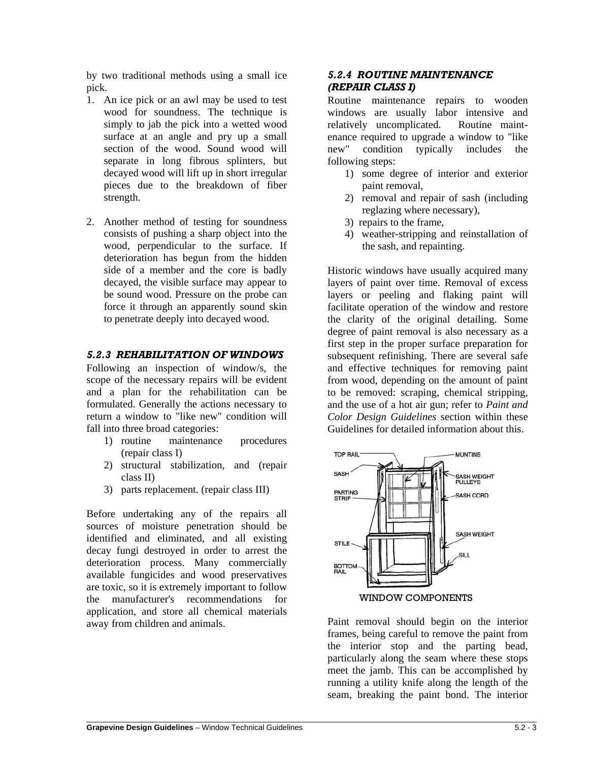by two traditional methods using a small ice pick.

1. An ice pick or an awl may be used to test wood for soundness. The technique is simply to jab the pick into a wetted wood surface at an angle and pry up a small section of the wood. Sound wood will separate in long fibrous splinters, but decayed wood will lift up in short irregular pieces due to the breakdown of fiber strength.

2. Another method of testing for soundness consists of pushing a sharp object into the wood, perpendicular to the surface. If deterioration has begun from the hidden side of a member and the core is badly decayed, the visible surface may appear to be sound wood. Pressure on the probe can force it through an apparently sound skin to penetrate deeply into decayed wood.

### *5.2.3 REHABILITATION OF WINDOWS*

Following an inspection of window/s, the scope of the necessary repairs will be evident and a plan for the rehabilitation can be formulated. Generally the actions necessary to return a window to "like new" condition will fall into three broad categories:

1) routine maintenance procedures (repair class I)
2) structural stabilization, and (repair class II)
3) parts replacement. (repair class III)

Before undertaking any of the repairs all sources of moisture penetration should be identified and eliminated, and all existing decay fungi destroyed in order to arrest the deterioration process. Many commercially available fungicides and wood preservatives are toxic, so it is extremely important to follow the manufacturer's recommendations for application, and store all chemical materials away from children and animals.

### *5.2.4 ROUTINE MAINTENANCE (REPAIR CLASS I)*

Routine maintenance repairs to wooden windows are usually labor intensive and relatively uncomplicated. Routine maintenance required to upgrade a window to "like new" condition typically includes the following steps:

1) some degree of interior and exterior paint removal,
2) removal and repair of sash (including reglazing where necessary),
3) repairs to the frame,
4) weather-stripping and reinstallation of the sash, and repainting.

Historic windows have usually acquired many layers of paint over time. Removal of excess layers or peeling and flaking paint will facilitate operation of the window and restore the clarity of the original detailing. Some degree of paint removal is also necessary as a first step in the proper surface preparation for subsequent refinishing. There are several safe and effective techniques for removing paint from wood, depending on the amount of paint to be removed: scraping, chemical stripping, and the use of a hot air gun; refer to *Paint and Color Design Guidelines* section within these Guidelines for detailed information about this.

TOP RAIL, SASH, PARTING STRIP, STILE, BOTTOM RAIL, MUNTINS, SASH WEIGHT PULLEYS, SASH CORD, SASH WEIGHT, SILL

WINDOW COMPONENTS

Paint removal should begin on the interior frames, being careful to remove the paint from the interior stop and the parting bead, particularly along the seam where these stops meet the jamb. This can be accomplished by running a utility knife along the length of the seam, breaking the paint bond. The interior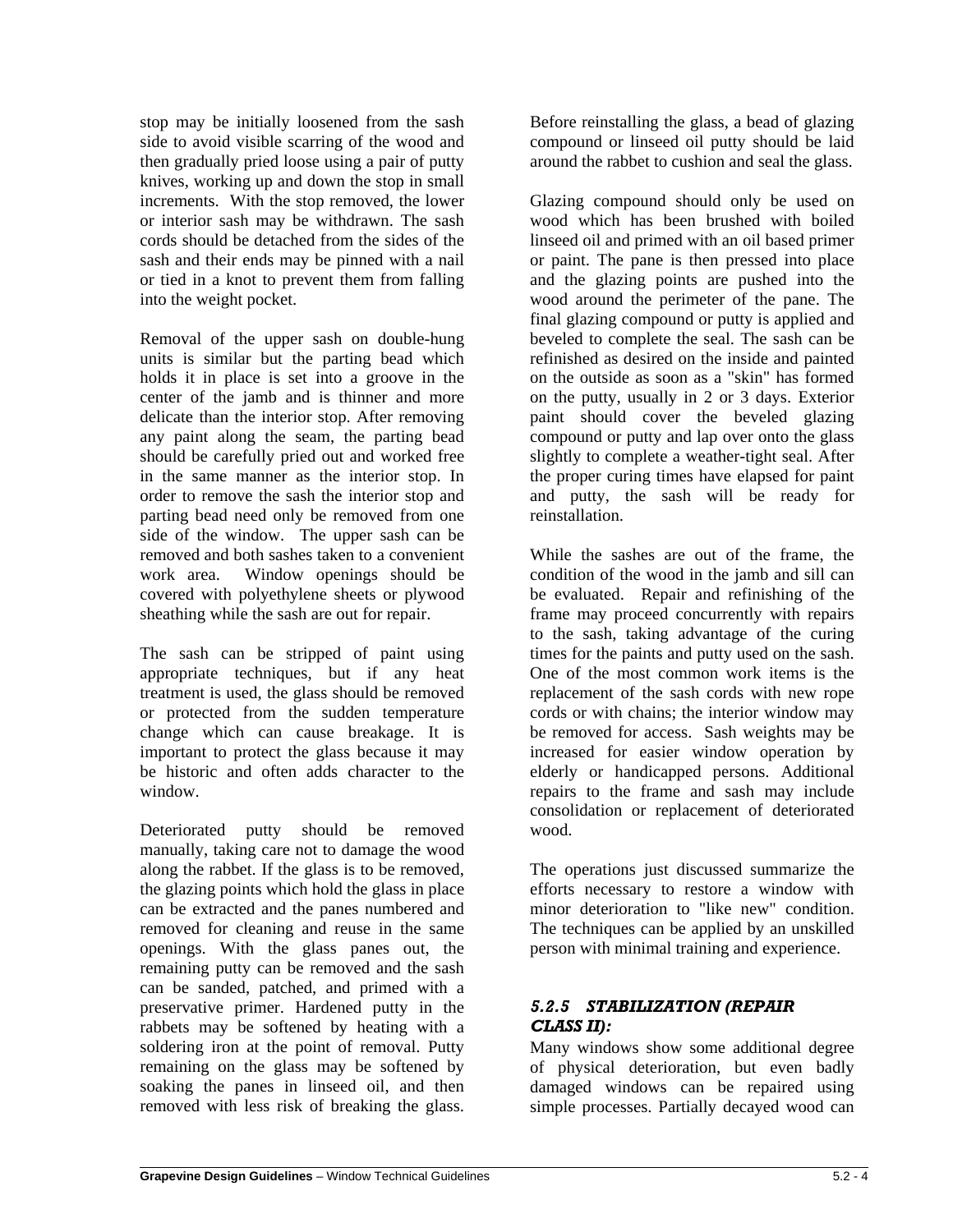stop may be initially loosened from the sash side to avoid visible scarring of the wood and then gradually pried loose using a pair of putty knives, working up and down the stop in small increments. With the stop removed, the lower or interior sash may be withdrawn. The sash cords should be detached from the sides of the sash and their ends may be pinned with a nail or tied in a knot to prevent them from falling into the weight pocket.

Removal of the upper sash on double-hung units is similar but the parting bead which holds it in place is set into a groove in the center of the jamb and is thinner and more delicate than the interior stop. After removing any paint along the seam, the parting bead should be carefully pried out and worked free in the same manner as the interior stop. In order to remove the sash the interior stop and parting bead need only be removed from one side of the window. The upper sash can be removed and both sashes taken to a convenient work area. Window openings should be covered with polyethylene sheets or plywood sheathing while the sash are out for repair.

The sash can be stripped of paint using appropriate techniques, but if any heat treatment is used, the glass should be removed or protected from the sudden temperature change which can cause breakage. It is important to protect the glass because it may be historic and often adds character to the window.

Deteriorated putty should be removed manually, taking care not to damage the wood along the rabbet. If the glass is to be removed, the glazing points which hold the glass in place can be extracted and the panes numbered and removed for cleaning and reuse in the same openings. With the glass panes out, the remaining putty can be removed and the sash can be sanded, patched, and primed with a preservative primer. Hardened putty in the rabbets may be softened by heating with a soldering iron at the point of removal. Putty remaining on the glass may be softened by soaking the panes in linseed oil, and then removed with less risk of breaking the glass.

Before reinstalling the glass, a bead of glazing compound or linseed oil putty should be laid around the rabbet to cushion and seal the glass.

Glazing compound should only be used on wood which has been brushed with boiled linseed oil and primed with an oil based primer or paint. The pane is then pressed into place and the glazing points are pushed into the wood around the perimeter of the pane. The final glazing compound or putty is applied and beveled to complete the seal. The sash can be refinished as desired on the inside and painted on the outside as soon as a "skin" has formed on the putty, usually in 2 or 3 days. Exterior paint should cover the beveled glazing compound or putty and lap over onto the glass slightly to complete a weather-tight seal. After the proper curing times have elapsed for paint and putty, the sash will be ready for reinstallation.

While the sashes are out of the frame, the condition of the wood in the jamb and sill can be evaluated. Repair and refinishing of the frame may proceed concurrently with repairs to the sash, taking advantage of the curing times for the paints and putty used on the sash. One of the most common work items is the replacement of the sash cords with new rope cords or with chains; the interior window may be removed for access. Sash weights may be increased for easier window operation by elderly or handicapped persons. Additional repairs to the frame and sash may include consolidation or replacement of deteriorated wood.

The operations just discussed summarize the efforts necessary to restore a window with minor deterioration to "like new" condition. The techniques can be applied by an unskilled person with minimal training and experience.

### *5.2.5 STABILIZATION (REPAIR CLASS II):*

Many windows show some additional degree of physical deterioration, but even badly damaged windows can be repaired using simple processes. Partially decayed wood can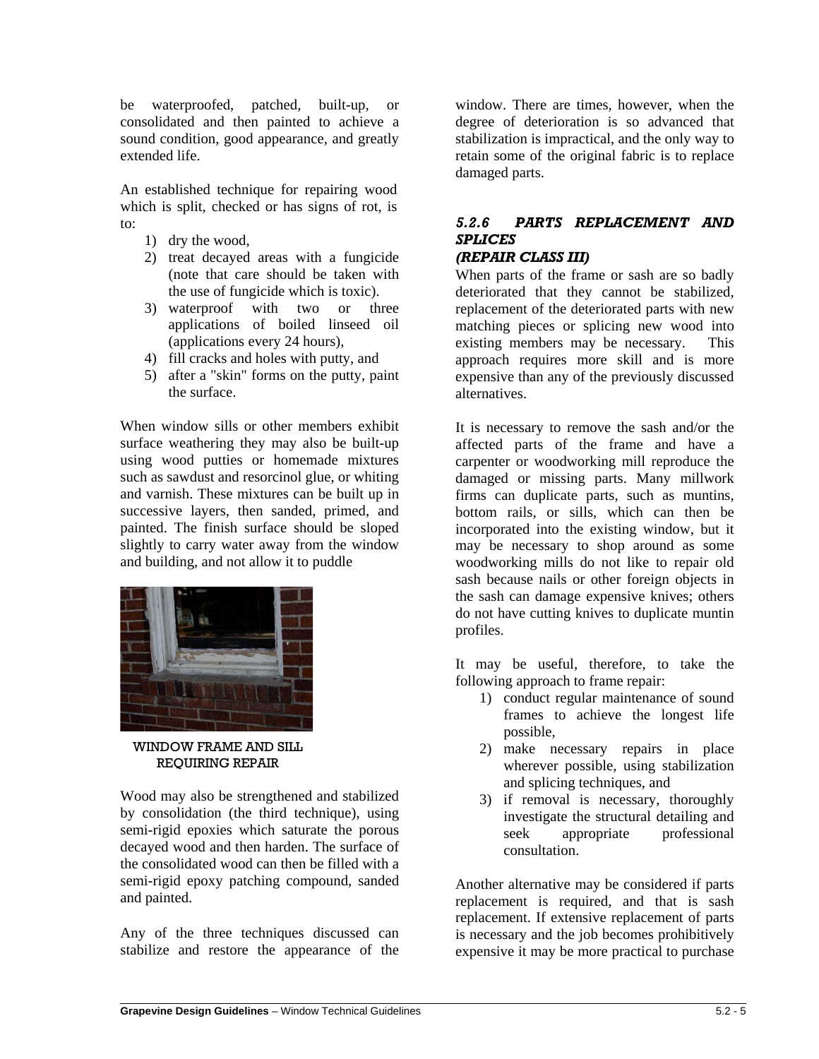be waterproofed, patched, built-up, or consolidated and then painted to achieve a sound condition, good appearance, and greatly extended life.

An established technique for repairing wood which is split, checked or has signs of rot, is to:

1) dry the wood,
2) treat decayed areas with a fungicide (note that care should be taken with the use of fungicide which is toxic).
3) waterproof with two or three applications of boiled linseed oil (applications every 24 hours),
4) fill cracks and holes with putty, and
5) after a "skin" forms on the putty, paint the surface.

When window sills or other members exhibit surface weathering they may also be built-up using wood putties or homemade mixtures such as sawdust and resorcinol glue, or whiting and varnish. These mixtures can be built up in successive layers, then sanded, primed, and painted. The finish surface should be sloped slightly to carry water away from the window and building, and not allow it to puddle

WINDOW FRAME AND SILL REQUIRING REPAIR

Wood may also be strengthened and stabilized by consolidation (the third technique), using semi-rigid epoxies which saturate the porous decayed wood and then harden. The surface of the consolidated wood can then be filled with a semi-rigid epoxy patching compound, sanded and painted.

Any of the three techniques discussed can stabilize and restore the appearance of the window. There are times, however, when the degree of deterioration is so advanced that stabilization is impractical, and the only way to retain some of the original fabric is to replace damaged parts.

### *5.2.6 PARTS REPLACEMENT AND SPLICES (REPAIR CLASS III)*

When parts of the frame or sash are so badly deteriorated that they cannot be stabilized, replacement of the deteriorated parts with new matching pieces or splicing new wood into existing members may be necessary. This approach requires more skill and is more expensive than any of the previously discussed alternatives.

It is necessary to remove the sash and/or the affected parts of the frame and have a carpenter or woodworking mill reproduce the damaged or missing parts. Many millwork firms can duplicate parts, such as muntins, bottom rails, or sills, which can then be incorporated into the existing window, but it may be necessary to shop around as some woodworking mills do not like to repair old sash because nails or other foreign objects in the sash can damage expensive knives; others do not have cutting knives to duplicate muntin profiles.

It may be useful, therefore, to take the following approach to frame repair:

1) conduct regular maintenance of sound frames to achieve the longest life possible,
2) make necessary repairs in place wherever possible, using stabilization and splicing techniques, and
3) if removal is necessary, thoroughly investigate the structural detailing and seek appropriate professional consultation.

Another alternative may be considered if parts replacement is required, and that is sash replacement. If extensive replacement of parts is necessary and the job becomes prohibitively expensive it may be more practical to purchase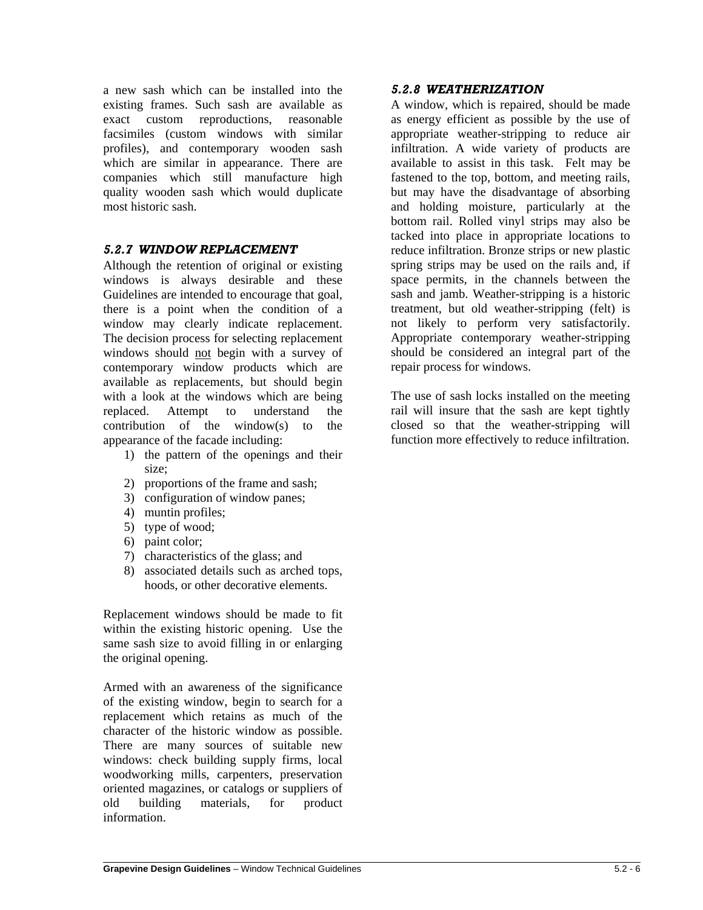a new sash which can be installed into the existing frames. Such sash are available as exact custom reproductions, reasonable facsimiles (custom windows with similar profiles), and contemporary wooden sash which are similar in appearance. There are companies which still manufacture high quality wooden sash which would duplicate most historic sash.

### *5.2.7 WINDOW REPLACEMENT*

Although the retention of original or existing windows is always desirable and these Guidelines are intended to encourage that goal, there is a point when the condition of a window may clearly indicate replacement. The decision process for selecting replacement windows should <u>not</u> begin with a survey of contemporary window products which are available as replacements, but should begin with a look at the windows which are being replaced. Attempt to understand the contribution of the window(s) to the appearance of the facade including:

1) the pattern of the openings and their size;
2) proportions of the frame and sash;
3) configuration of window panes;
4) muntin profiles;
5) type of wood;
6) paint color;
7) characteristics of the glass; and
8) associated details such as arched tops, hoods, or other decorative elements.

Replacement windows should be made to fit within the existing historic opening. Use the same sash size to avoid filling in or enlarging the original opening.

Armed with an awareness of the significance of the existing window, begin to search for a replacement which retains as much of the character of the historic window as possible. There are many sources of suitable new windows: check building supply firms, local woodworking mills, carpenters, preservation oriented magazines, or catalogs or suppliers of old building materials, for product information.

### *5.2.8 WEATHERIZATION*

A window, which is repaired, should be made as energy efficient as possible by the use of appropriate weather-stripping to reduce air infiltration. A wide variety of products are available to assist in this task. Felt may be fastened to the top, bottom, and meeting rails, but may have the disadvantage of absorbing and holding moisture, particularly at the bottom rail. Rolled vinyl strips may also be tacked into place in appropriate locations to reduce infiltration. Bronze strips or new plastic spring strips may be used on the rails and, if space permits, in the channels between the sash and jamb. Weather-stripping is a historic treatment, but old weather-stripping (felt) is not likely to perform very satisfactorily. Appropriate contemporary weather-stripping should be considered an integral part of the repair process for windows.

The use of sash locks installed on the meeting rail will insure that the sash are kept tightly closed so that the weather-stripping will function more effectively to reduce infiltration.